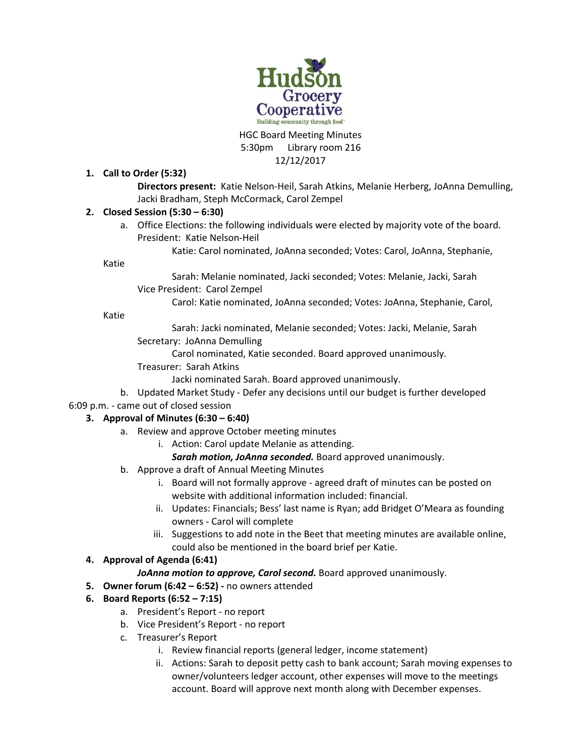Hudson Grocery Cooperative

Building community through food

HGC Board Meeting Minutes
5:30pm Library room 216
12/12/2017

1. **Call to Order (5:32)**

   **Directors present:** Katie Nelson-Heil, Sarah Atkins, Melanie Herberg, JoAnna Demulling, Jacki Bradham, Steph McCormack, Carol Zempel

2. **Closed Session (5:30 – 6:30)**
   a. Office Elections: the following individuals were elected by majority vote of the board.
   President: Katie Nelson-Heil
   Katie: Carol nominated, JoAnna seconded; Votes: Carol, JoAnna, Stephanie, Katie
   Sarah: Melanie nominated, Jacki seconded; Votes: Melanie, Jacki, Sarah
   Vice President: Carol Zempel
   Carol: Katie nominated, JoAnna seconded; Votes: JoAnna, Stephanie, Carol, Katie
   Sarah: Jacki nominated, Melanie seconded; Votes: Jacki, Melanie, Sarah
   Secretary: JoAnna Demulling
   Carol nominated, Katie seconded. Board approved unanimously.
   Treasurer: Sarah Atkins
   Jacki nominated Sarah. Board approved unanimously.
   b. Updated Market Study - Defer any decisions until our budget is further developed

6:09 p.m. - came out of closed session

3. **Approval of Minutes (6:30 – 6:40)**
   a. Review and approve October meeting minutes
      i. Action: Carol update Melanie as attending.
      ***Sarah motion, JoAnna seconded.*** Board approved unanimously.
   b. Approve a draft of Annual Meeting Minutes
      i. Board will not formally approve - agreed draft of minutes can be posted on website with additional information included: financial.
      ii. Updates: Financials; Bess' last name is Ryan; add Bridget O'Meara as founding owners - Carol will complete
      iii. Suggestions to add note in the Beet that meeting minutes are available online, could also be mentioned in the board brief per Katie.

4. **Approval of Agenda (6:41)**

   ***JoAnna motion to approve, Carol second.*** Board approved unanimously.

5. **Owner forum (6:42 – 6:52) -** no owners attended

6. **Board Reports (6:52 – 7:15)**
   a. President's Report - no report
   b. Vice President's Report - no report
   c. Treasurer's Report
      i. Review financial reports (general ledger, income statement)
      ii. Actions: Sarah to deposit petty cash to bank account; Sarah moving expenses to owner/volunteers ledger account, other expenses will move to the meetings account. Board will approve next month along with December expenses.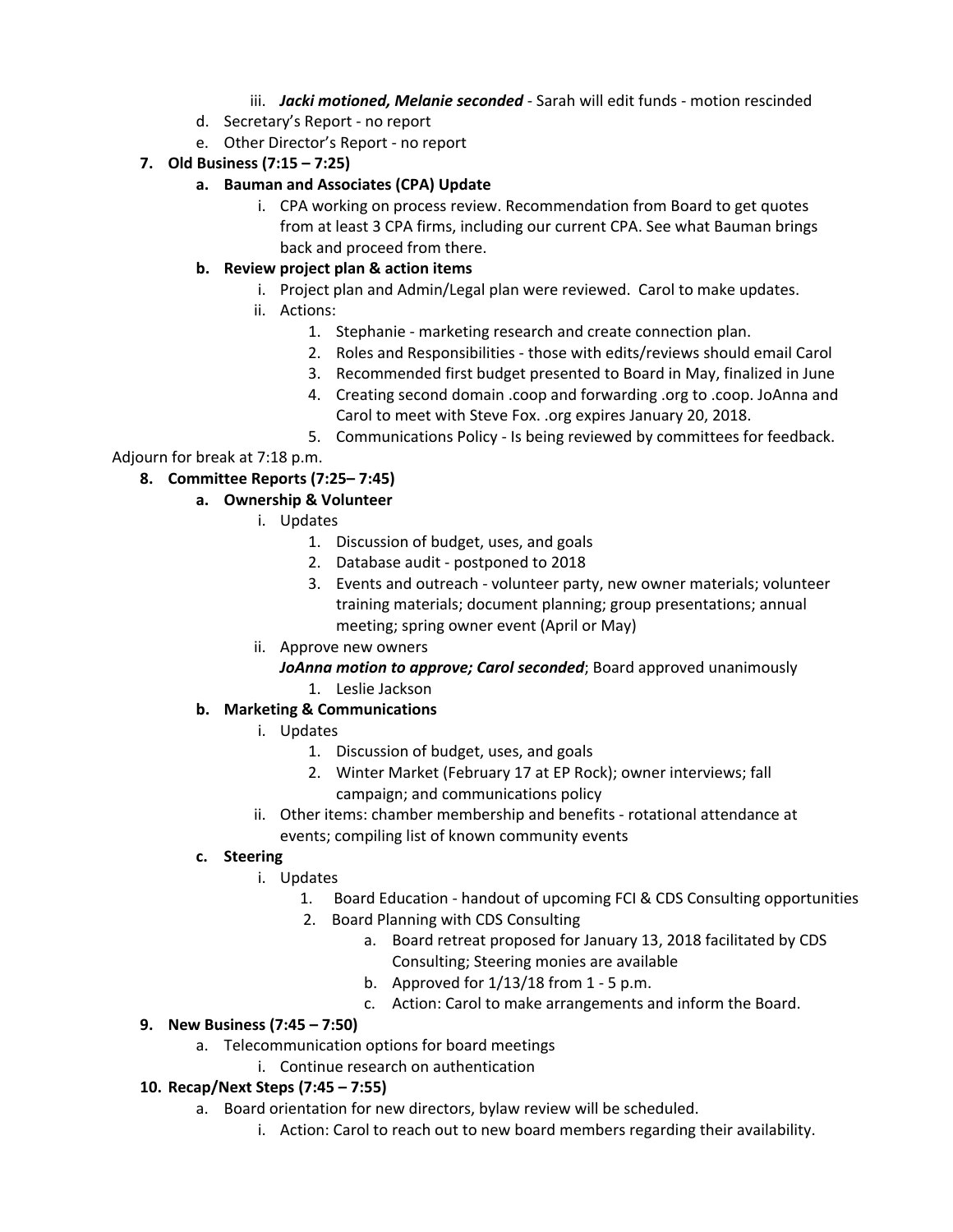iii. ***Jacki motioned, Melanie seconded*** - Sarah will edit funds - motion rescinded

   d. Secretary's Report - no report
   e. Other Director's Report - no report

7. **Old Business (7:15 – 7:25)**
   a. **Bauman and Associates (CPA) Update**
      i. CPA working on process review. Recommendation from Board to get quotes from at least 3 CPA firms, including our current CPA. See what Bauman brings back and proceed from there.
   b. **Review project plan & action items**
      i. Project plan and Admin/Legal plan were reviewed. Carol to make updates.
      ii. Actions:
         1. Stephanie - marketing research and create connection plan.
         2. Roles and Responsibilities - those with edits/reviews should email Carol
         3. Recommended first budget presented to Board in May, finalized in June
         4. Creating second domain .coop and forwarding .org to .coop. JoAnna and Carol to meet with Steve Fox. .org expires January 20, 2018.
         5. Communications Policy - Is being reviewed by committees for feedback.

Adjourn for break at 7:18 p.m.

8. **Committee Reports (7:25– 7:45)**
   a. **Ownership & Volunteer**
      i. Updates
         1. Discussion of budget, uses, and goals
         2. Database audit - postponed to 2018
         3. Events and outreach - volunteer party, new owner materials; volunteer training materials; document planning; group presentations; annual meeting; spring owner event (April or May)
      ii. Approve new owners
         ***JoAnna motion to approve; Carol seconded***; Board approved unanimously
         1. Leslie Jackson
   b. **Marketing & Communications**
      i. Updates
         1. Discussion of budget, uses, and goals
         2. Winter Market (February 17 at EP Rock); owner interviews; fall campaign; and communications policy
      ii. Other items: chamber membership and benefits - rotational attendance at events; compiling list of known community events
   c. **Steering**
      i. Updates
         1. Board Education - handout of upcoming FCI & CDS Consulting opportunities
         2. Board Planning with CDS Consulting
            a. Board retreat proposed for January 13, 2018 facilitated by CDS Consulting; Steering monies are available
            b. Approved for 1/13/18 from 1 - 5 p.m.
            c. Action: Carol to make arrangements and inform the Board.

9. **New Business (7:45 – 7:50)**
   a. Telecommunication options for board meetings
      i. Continue research on authentication

10. **Recap/Next Steps (7:45 – 7:55)**
   a. Board orientation for new directors, bylaw review will be scheduled.
      i. Action: Carol to reach out to new board members regarding their availability.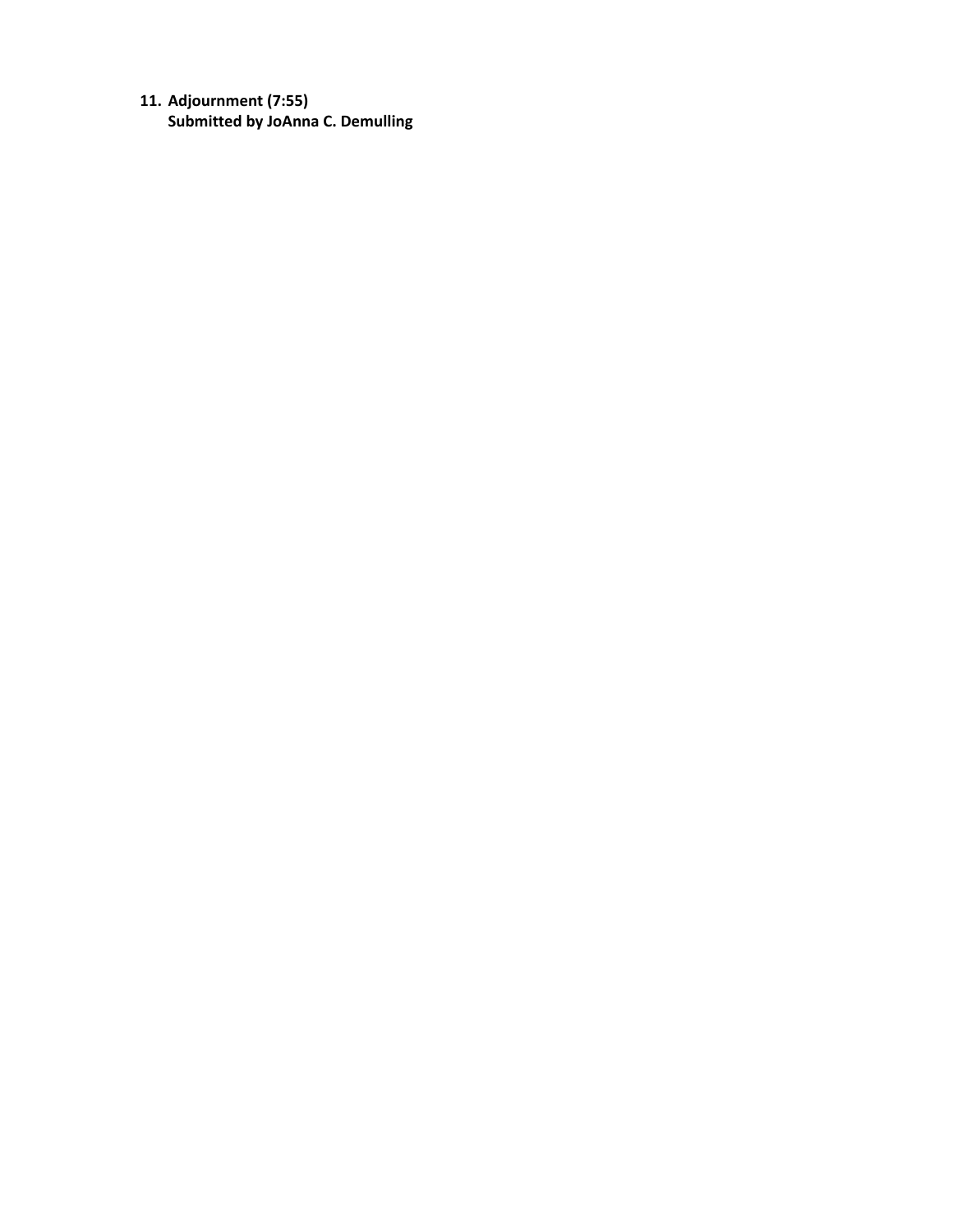11. **Adjournment (7:55)**
    **Submitted by JoAnna C. Demulling**